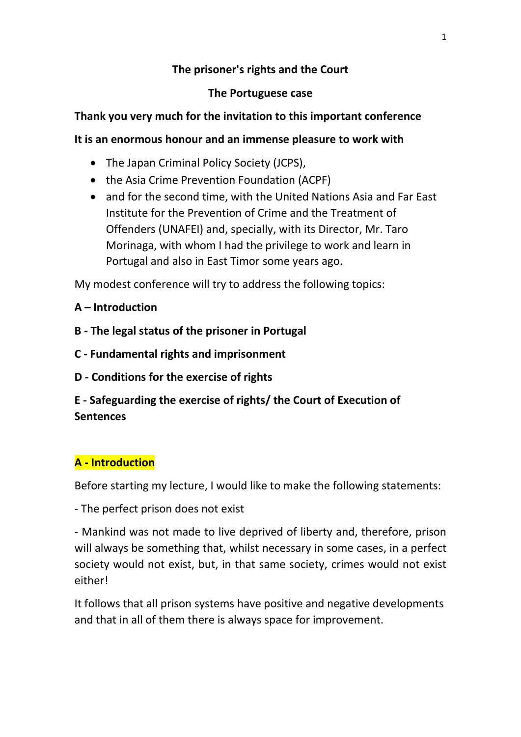# The prisoner's rights and the Court

## The Portuguese case

**Thank you very much for the invitation to this important conference**

**It is an enormous honour and an immense pleasure to work with**

- The Japan Criminal Policy Society (JCPS),
- the Asia Crime Prevention Foundation (ACPF)
- and for the second time, with the United Nations Asia and Far East Institute for the Prevention of Crime and the Treatment of Offenders (UNAFEI) and, specially, with its Director, Mr. Taro Morinaga, with whom I had the privilege to work and learn in Portugal and also in East Timor some years ago.

My modest conference will try to address the following topics:

**A – Introduction**

**B - The legal status of the prisoner in Portugal**

**C - Fundamental rights and imprisonment**

**D - Conditions for the exercise of rights**

**E - Safeguarding the exercise of rights/ the Court of Execution of Sentences**

## A - Introduction

Before starting my lecture, I would like to make the following statements:

- The perfect prison does not exist

- Mankind was not made to live deprived of liberty and, therefore, prison will always be something that, whilst necessary in some cases, in a perfect society would not exist, but, in that same society, crimes would not exist either!

It follows that all prison systems have positive and negative developments and that in all of them there is always space for improvement.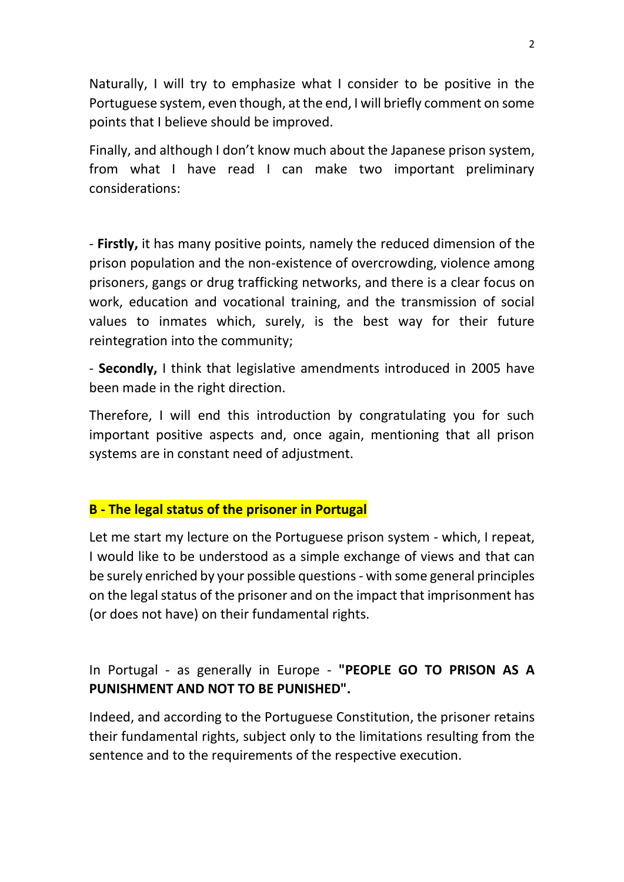Naturally, I will try to emphasize what I consider to be positive in the Portuguese system, even though, at the end, I will briefly comment on some points that I believe should be improved.

Finally, and although I don't know much about the Japanese prison system, from what I have read I can make two important preliminary considerations:

- **Firstly,** it has many positive points, namely the reduced dimension of the prison population and the non-existence of overcrowding, violence among prisoners, gangs or drug trafficking networks, and there is a clear focus on work, education and vocational training, and the transmission of social values to inmates which, surely, is the best way for their future reintegration into the community;

- **Secondly,** I think that legislative amendments introduced in 2005 have been made in the right direction.

Therefore, I will end this introduction by congratulating you for such important positive aspects and, once again, mentioning that all prison systems are in constant need of adjustment.

## B - The legal status of the prisoner in Portugal

Let me start my lecture on the Portuguese prison system - which, I repeat, I would like to be understood as a simple exchange of views and that can be surely enriched by your possible questions - with some general principles on the legal status of the prisoner and on the impact that imprisonment has (or does not have) on their fundamental rights.

In Portugal - as generally in Europe - **"PEOPLE GO TO PRISON AS A PUNISHMENT AND NOT TO BE PUNISHED".**

Indeed, and according to the Portuguese Constitution, the prisoner retains their fundamental rights, subject only to the limitations resulting from the sentence and to the requirements of the respective execution.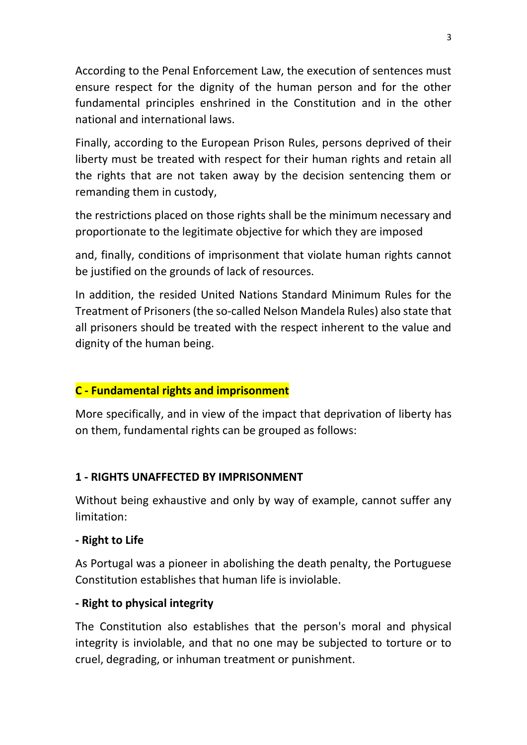According to the Penal Enforcement Law, the execution of sentences must ensure respect for the dignity of the human person and for the other fundamental principles enshrined in the Constitution and in the other national and international laws.

Finally, according to the European Prison Rules, persons deprived of their liberty must be treated with respect for their human rights and retain all the rights that are not taken away by the decision sentencing them or remanding them in custody,

the restrictions placed on those rights shall be the minimum necessary and proportionate to the legitimate objective for which they are imposed

and, finally, conditions of imprisonment that violate human rights cannot be justified on the grounds of lack of resources.

In addition, the resided United Nations Standard Minimum Rules for the Treatment of Prisoners (the so-called Nelson Mandela Rules) also state that all prisoners should be treated with the respect inherent to the value and dignity of the human being.

## C - Fundamental rights and imprisonment

More specifically, and in view of the impact that deprivation of liberty has on them, fundamental rights can be grouped as follows:

### 1 - RIGHTS UNAFFECTED BY IMPRISONMENT

Without being exhaustive and only by way of example, cannot suffer any limitation:

**- Right to Life**

As Portugal was a pioneer in abolishing the death penalty, the Portuguese Constitution establishes that human life is inviolable.

**- Right to physical integrity**

The Constitution also establishes that the person's moral and physical integrity is inviolable, and that no one may be subjected to torture or to cruel, degrading, or inhuman treatment or punishment.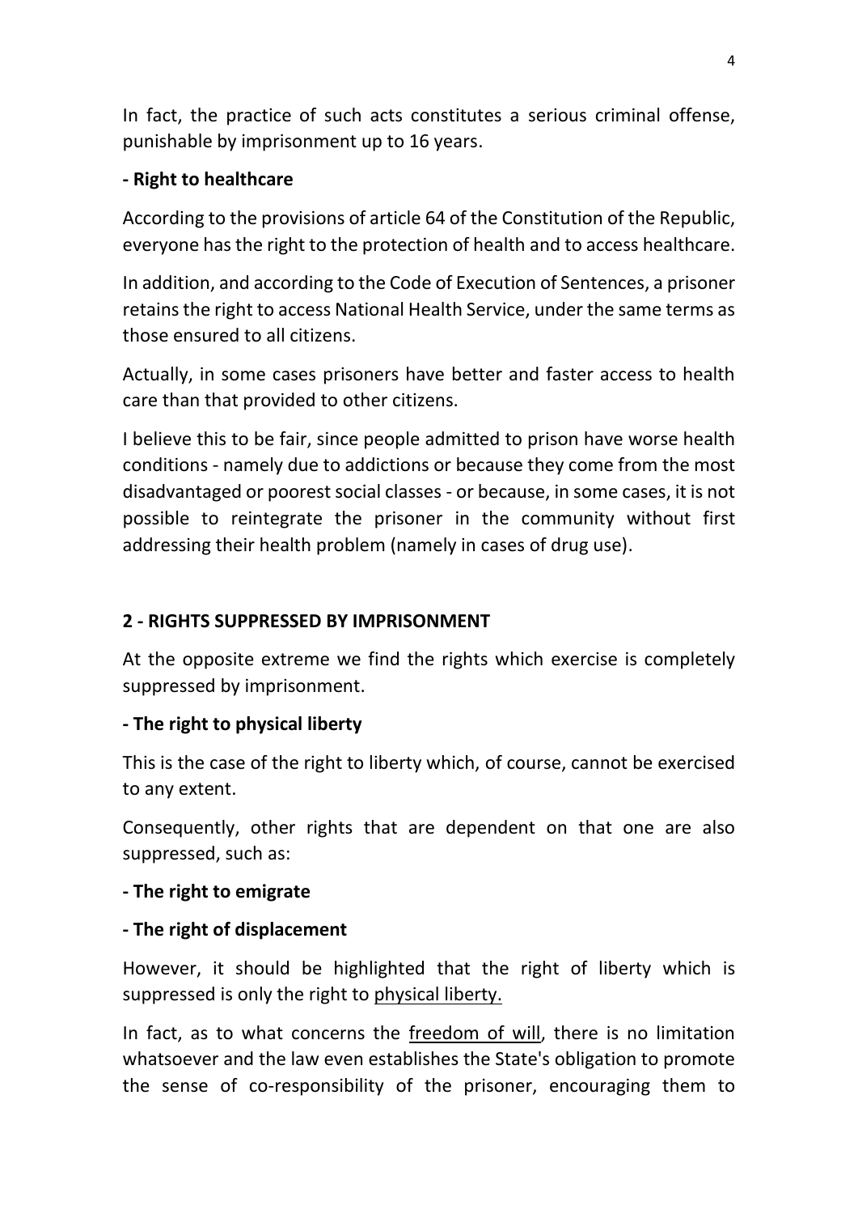In fact, the practice of such acts constitutes a serious criminal offense, punishable by imprisonment up to 16 years.

**- Right to healthcare**

According to the provisions of article 64 of the Constitution of the Republic, everyone has the right to the protection of health and to access healthcare.

In addition, and according to the Code of Execution of Sentences, a prisoner retains the right to access National Health Service, under the same terms as those ensured to all citizens.

Actually, in some cases prisoners have better and faster access to health care than that provided to other citizens.

I believe this to be fair, since people admitted to prison have worse health conditions - namely due to addictions or because they come from the most disadvantaged or poorest social classes - or because, in some cases, it is not possible to reintegrate the prisoner in the community without first addressing their health problem (namely in cases of drug use).

## 2 - RIGHTS SUPPRESSED BY IMPRISONMENT

At the opposite extreme we find the rights which exercise is completely suppressed by imprisonment.

**- The right to physical liberty**

This is the case of the right to liberty which, of course, cannot be exercised to any extent.

Consequently, other rights that are dependent on that one are also suppressed, such as:

**- The right to emigrate**

**- The right of displacement**

However, it should be highlighted that the right of liberty which is suppressed is only the right to <u>physical liberty.</u>

In fact, as to what concerns the <u>freedom of will</u>, there is no limitation whatsoever and the law even establishes the State's obligation to promote the sense of co-responsibility of the prisoner, encouraging them to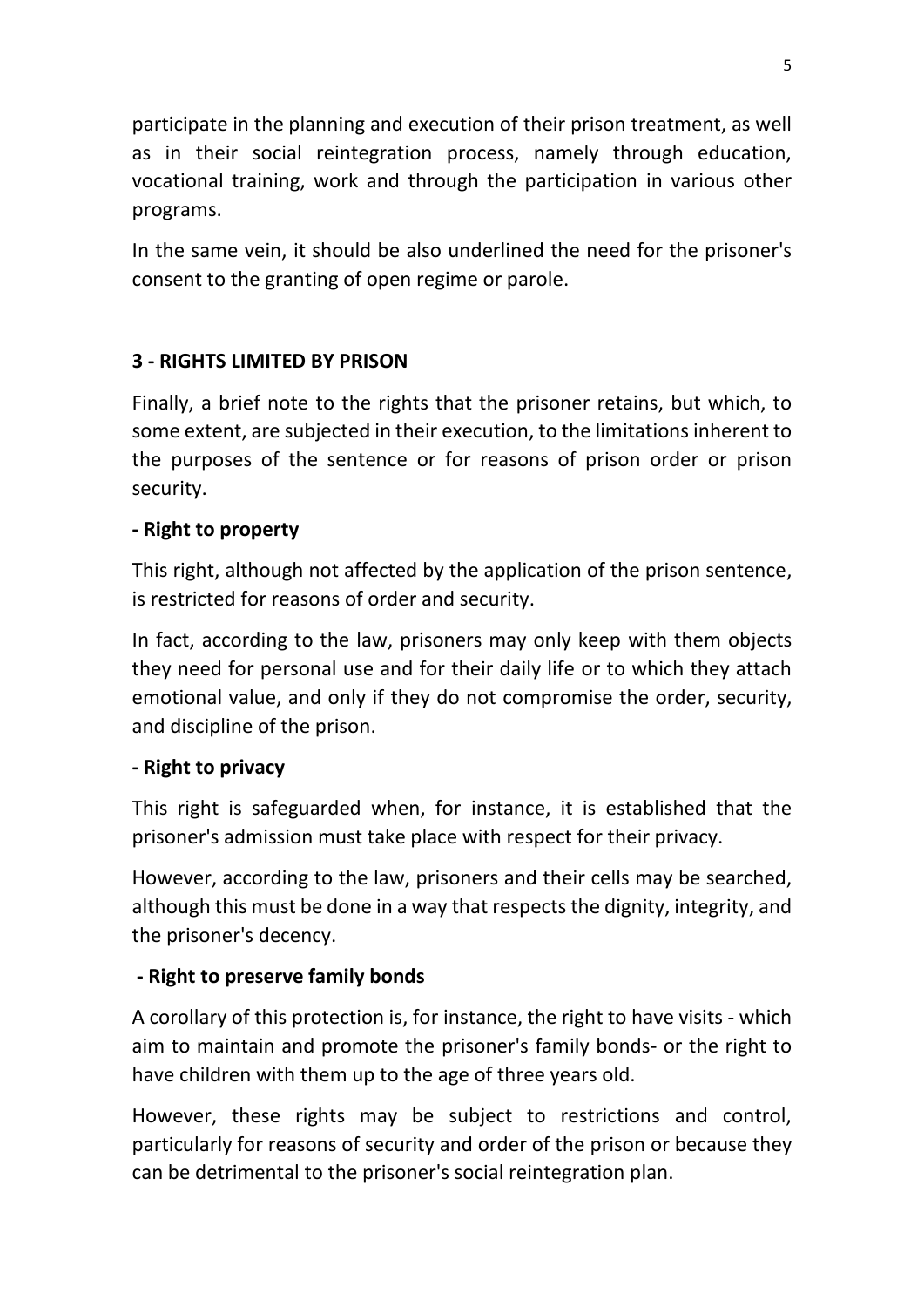participate in the planning and execution of their prison treatment, as well as in their social reintegration process, namely through education, vocational training, work and through the participation in various other programs.

In the same vein, it should be also underlined the need for the prisoner's consent to the granting of open regime or parole.

## 3 - RIGHTS LIMITED BY PRISON

Finally, a brief note to the rights that the prisoner retains, but which, to some extent, are subjected in their execution, to the limitations inherent to the purposes of the sentence or for reasons of prison order or prison security.

### - Right to property

This right, although not affected by the application of the prison sentence, is restricted for reasons of order and security.

In fact, according to the law, prisoners may only keep with them objects they need for personal use and for their daily life or to which they attach emotional value, and only if they do not compromise the order, security, and discipline of the prison.

### - Right to privacy

This right is safeguarded when, for instance, it is established that the prisoner's admission must take place with respect for their privacy.

However, according to the law, prisoners and their cells may be searched, although this must be done in a way that respects the dignity, integrity, and the prisoner's decency.

### - Right to preserve family bonds

A corollary of this protection is, for instance, the right to have visits - which aim to maintain and promote the prisoner's family bonds- or the right to have children with them up to the age of three years old.

However, these rights may be subject to restrictions and control, particularly for reasons of security and order of the prison or because they can be detrimental to the prisoner's social reintegration plan.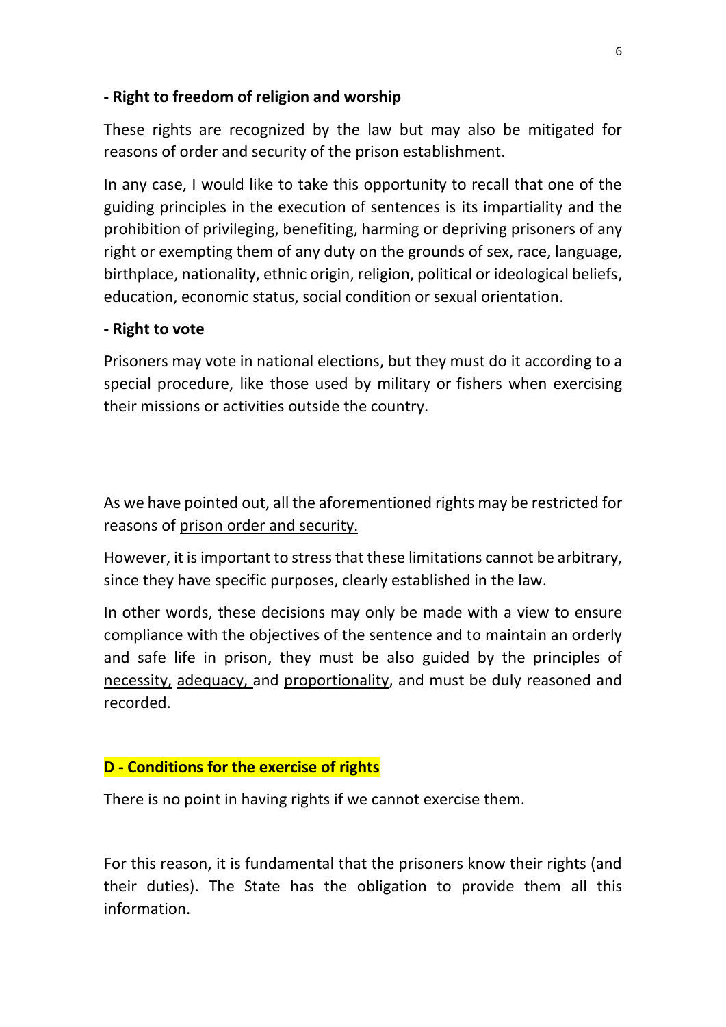**- Right to freedom of religion and worship**

These rights are recognized by the law but may also be mitigated for reasons of order and security of the prison establishment.

In any case, I would like to take this opportunity to recall that one of the guiding principles in the execution of sentences is its impartiality and the prohibition of privileging, benefiting, harming or depriving prisoners of any right or exempting them of any duty on the grounds of sex, race, language, birthplace, nationality, ethnic origin, religion, political or ideological beliefs, education, economic status, social condition or sexual orientation.

**- Right to vote**

Prisoners may vote in national elections, but they must do it according to a special procedure, like those used by military or fishers when exercising their missions or activities outside the country.

As we have pointed out, all the aforementioned rights may be restricted for reasons of <u>prison order and security.</u>

However, it is important to stress that these limitations cannot be arbitrary, since they have specific purposes, clearly established in the law.

In other words, these decisions may only be made with a view to ensure compliance with the objectives of the sentence and to maintain an orderly and safe life in prison, they must be also guided by the principles of <u>necessity,</u> <u>adequacy,</u> and <u>proportionality</u>, and must be duly reasoned and recorded.

## D - Conditions for the exercise of rights

There is no point in having rights if we cannot exercise them.

For this reason, it is fundamental that the prisoners know their rights (and their duties). The State has the obligation to provide them all this information.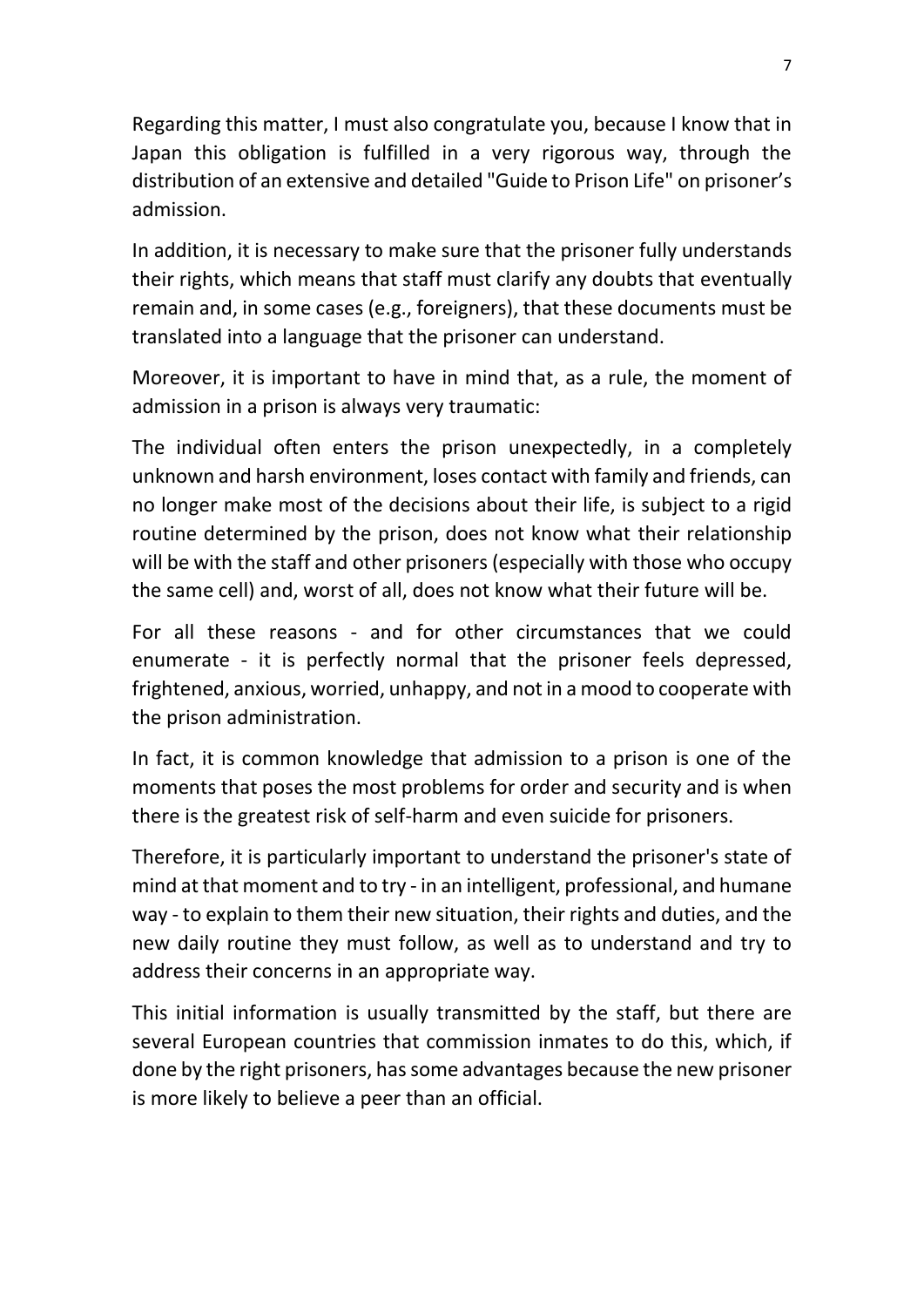Regarding this matter, I must also congratulate you, because I know that in Japan this obligation is fulfilled in a very rigorous way, through the distribution of an extensive and detailed "Guide to Prison Life" on prisoner's admission.

In addition, it is necessary to make sure that the prisoner fully understands their rights, which means that staff must clarify any doubts that eventually remain and, in some cases (e.g., foreigners), that these documents must be translated into a language that the prisoner can understand.

Moreover, it is important to have in mind that, as a rule, the moment of admission in a prison is always very traumatic:

The individual often enters the prison unexpectedly, in a completely unknown and harsh environment, loses contact with family and friends, can no longer make most of the decisions about their life, is subject to a rigid routine determined by the prison, does not know what their relationship will be with the staff and other prisoners (especially with those who occupy the same cell) and, worst of all, does not know what their future will be.

For all these reasons - and for other circumstances that we could enumerate - it is perfectly normal that the prisoner feels depressed, frightened, anxious, worried, unhappy, and not in a mood to cooperate with the prison administration.

In fact, it is common knowledge that admission to a prison is one of the moments that poses the most problems for order and security and is when there is the greatest risk of self-harm and even suicide for prisoners.

Therefore, it is particularly important to understand the prisoner's state of mind at that moment and to try - in an intelligent, professional, and humane way - to explain to them their new situation, their rights and duties, and the new daily routine they must follow, as well as to understand and try to address their concerns in an appropriate way.

This initial information is usually transmitted by the staff, but there are several European countries that commission inmates to do this, which, if done by the right prisoners, has some advantages because the new prisoner is more likely to believe a peer than an official.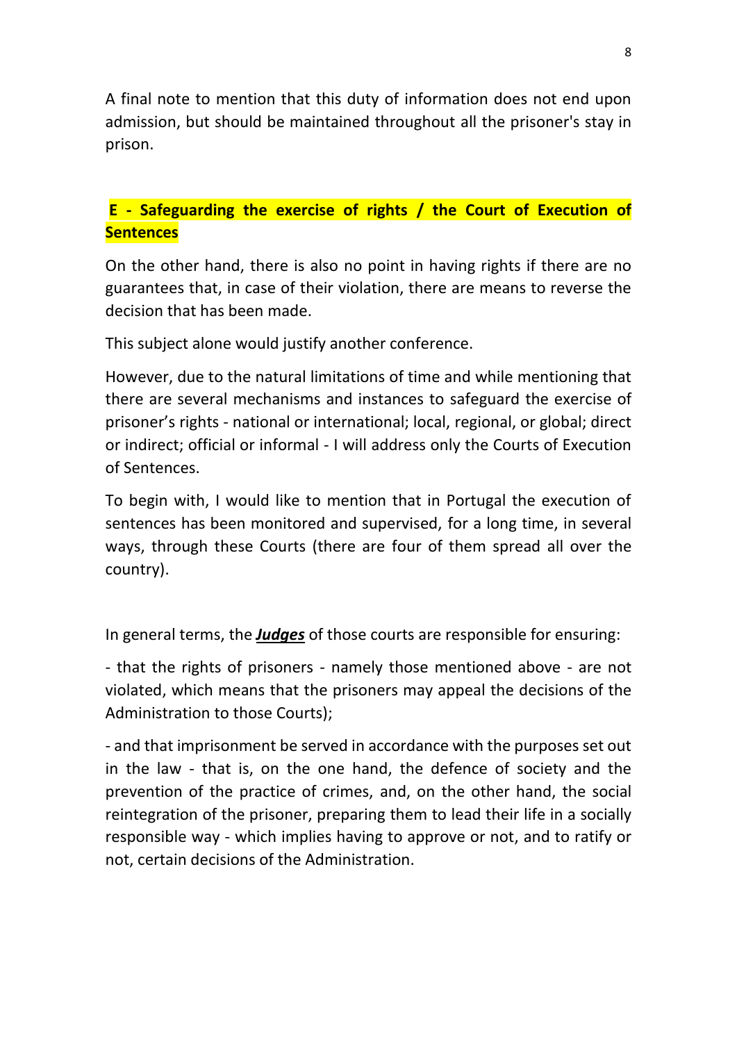A final note to mention that this duty of information does not end upon admission, but should be maintained throughout all the prisoner's stay in prison.

## E - Safeguarding the exercise of rights / the Court of Execution of Sentences

On the other hand, there is also no point in having rights if there are no guarantees that, in case of their violation, there are means to reverse the decision that has been made.

This subject alone would justify another conference.

However, due to the natural limitations of time and while mentioning that there are several mechanisms and instances to safeguard the exercise of prisoner's rights - national or international; local, regional, or global; direct or indirect; official or informal - I will address only the Courts of Execution of Sentences.

To begin with, I would like to mention that in Portugal the execution of sentences has been monitored and supervised, for a long time, in several ways, through these Courts (there are four of them spread all over the country).

In general terms, the ***Judges*** of those courts are responsible for ensuring:

- that the rights of prisoners - namely those mentioned above - are not violated, which means that the prisoners may appeal the decisions of the Administration to those Courts);

- and that imprisonment be served in accordance with the purposes set out in the law - that is, on the one hand, the defence of society and the prevention of the practice of crimes, and, on the other hand, the social reintegration of the prisoner, preparing them to lead their life in a socially responsible way - which implies having to approve or not, and to ratify or not, certain decisions of the Administration.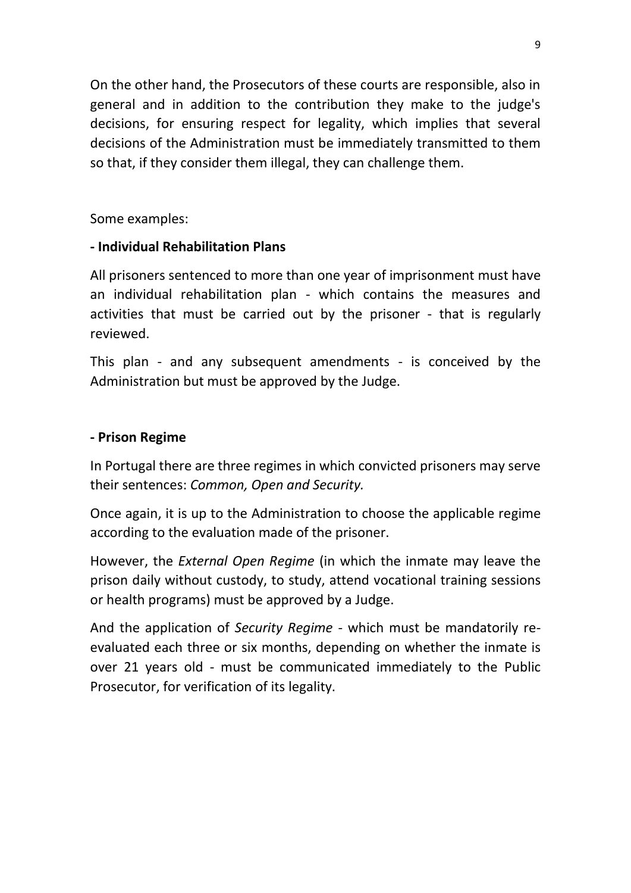On the other hand, the Prosecutors of these courts are responsible, also in general and in addition to the contribution they make to the judge's decisions, for ensuring respect for legality, which implies that several decisions of the Administration must be immediately transmitted to them so that, if they consider them illegal, they can challenge them.

Some examples:

**- Individual Rehabilitation Plans**

All prisoners sentenced to more than one year of imprisonment must have an individual rehabilitation plan - which contains the measures and activities that must be carried out by the prisoner - that is regularly reviewed.

This plan - and any subsequent amendments - is conceived by the Administration but must be approved by the Judge.

**- Prison Regime**

In Portugal there are three regimes in which convicted prisoners may serve their sentences: *Common, Open and Security.*

Once again, it is up to the Administration to choose the applicable regime according to the evaluation made of the prisoner.

However, the *External Open Regime* (in which the inmate may leave the prison daily without custody, to study, attend vocational training sessions or health programs) must be approved by a Judge.

And the application of *Security Regime* - which must be mandatorily re-evaluated each three or six months, depending on whether the inmate is over 21 years old - must be communicated immediately to the Public Prosecutor, for verification of its legality.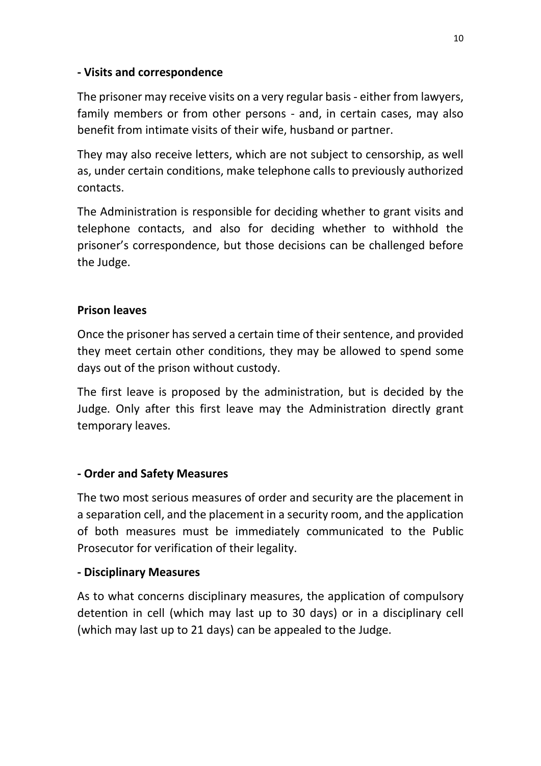**- Visits and correspondence**

The prisoner may receive visits on a very regular basis - either from lawyers, family members or from other persons - and, in certain cases, may also benefit from intimate visits of their wife, husband or partner.

They may also receive letters, which are not subject to censorship, as well as, under certain conditions, make telephone calls to previously authorized contacts.

The Administration is responsible for deciding whether to grant visits and telephone contacts, and also for deciding whether to withhold the prisoner's correspondence, but those decisions can be challenged before the Judge.

**Prison leaves**

Once the prisoner has served a certain time of their sentence, and provided they meet certain other conditions, they may be allowed to spend some days out of the prison without custody.

The first leave is proposed by the administration, but is decided by the Judge. Only after this first leave may the Administration directly grant temporary leaves.

**- Order and Safety Measures**

The two most serious measures of order and security are the placement in a separation cell, and the placement in a security room, and the application of both measures must be immediately communicated to the Public Prosecutor for verification of their legality.

**- Disciplinary Measures**

As to what concerns disciplinary measures, the application of compulsory detention in cell (which may last up to 30 days) or in a disciplinary cell (which may last up to 21 days) can be appealed to the Judge.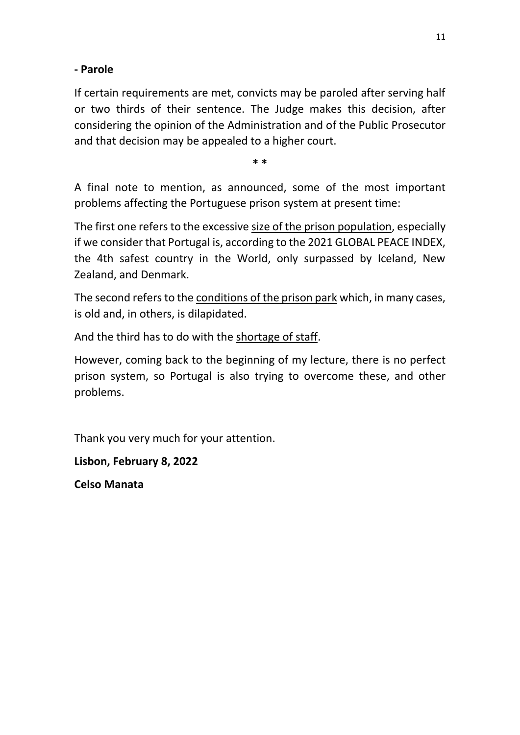**- Parole**

If certain requirements are met, convicts may be paroled after serving half or two thirds of their sentence. The Judge makes this decision, after considering the opinion of the Administration and of the Public Prosecutor and that decision may be appealed to a higher court.

\* \*

A final note to mention, as announced, some of the most important problems affecting the Portuguese prison system at present time:

The first one refers to the excessive <u>size of the prison population</u>, especially if we consider that Portugal is, according to the 2021 GLOBAL PEACE INDEX, the 4th safest country in the World, only surpassed by Iceland, New Zealand, and Denmark.

The second refers to the <u>conditions of the prison park</u> which, in many cases, is old and, in others, is dilapidated.

And the third has to do with the <u>shortage of staff</u>.

However, coming back to the beginning of my lecture, there is no perfect prison system, so Portugal is also trying to overcome these, and other problems.

Thank you very much for your attention.

**Lisbon, February 8, 2022**

**Celso Manata**